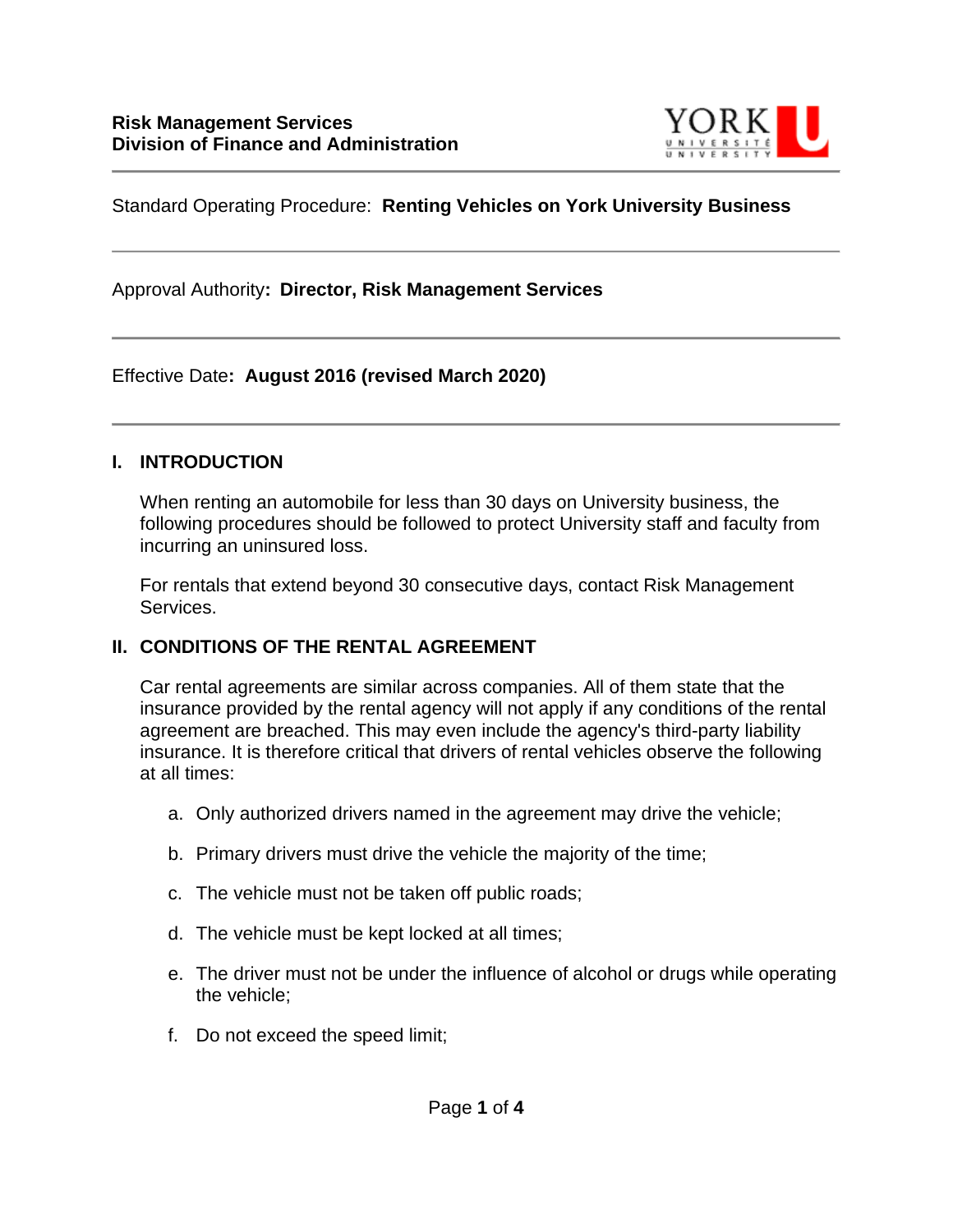**Risk Management Services**
**Division of Finance and Administration**

Standard Operating Procedure: **Renting Vehicles on York University Business**

---

Approval Authority**: Director, Risk Management Services**

---

Effective Date**: August 2016 (revised March 2020)**

---

## I. INTRODUCTION

When renting an automobile for less than 30 days on University business, the following procedures should be followed to protect University staff and faculty from incurring an uninsured loss.

For rentals that extend beyond 30 consecutive days, contact Risk Management Services.

## II. CONDITIONS OF THE RENTAL AGREEMENT

Car rental agreements are similar across companies. All of them state that the insurance provided by the rental agency will not apply if any conditions of the rental agreement are breached. This may even include the agency's third-party liability insurance. It is therefore critical that drivers of rental vehicles observe the following at all times:

a. Only authorized drivers named in the agreement may drive the vehicle;

b. Primary drivers must drive the vehicle the majority of the time;

c. The vehicle must not be taken off public roads;

d. The vehicle must be kept locked at all times;

e. The driver must not be under the influence of alcohol or drugs while operating the vehicle;

f. Do not exceed the speed limit;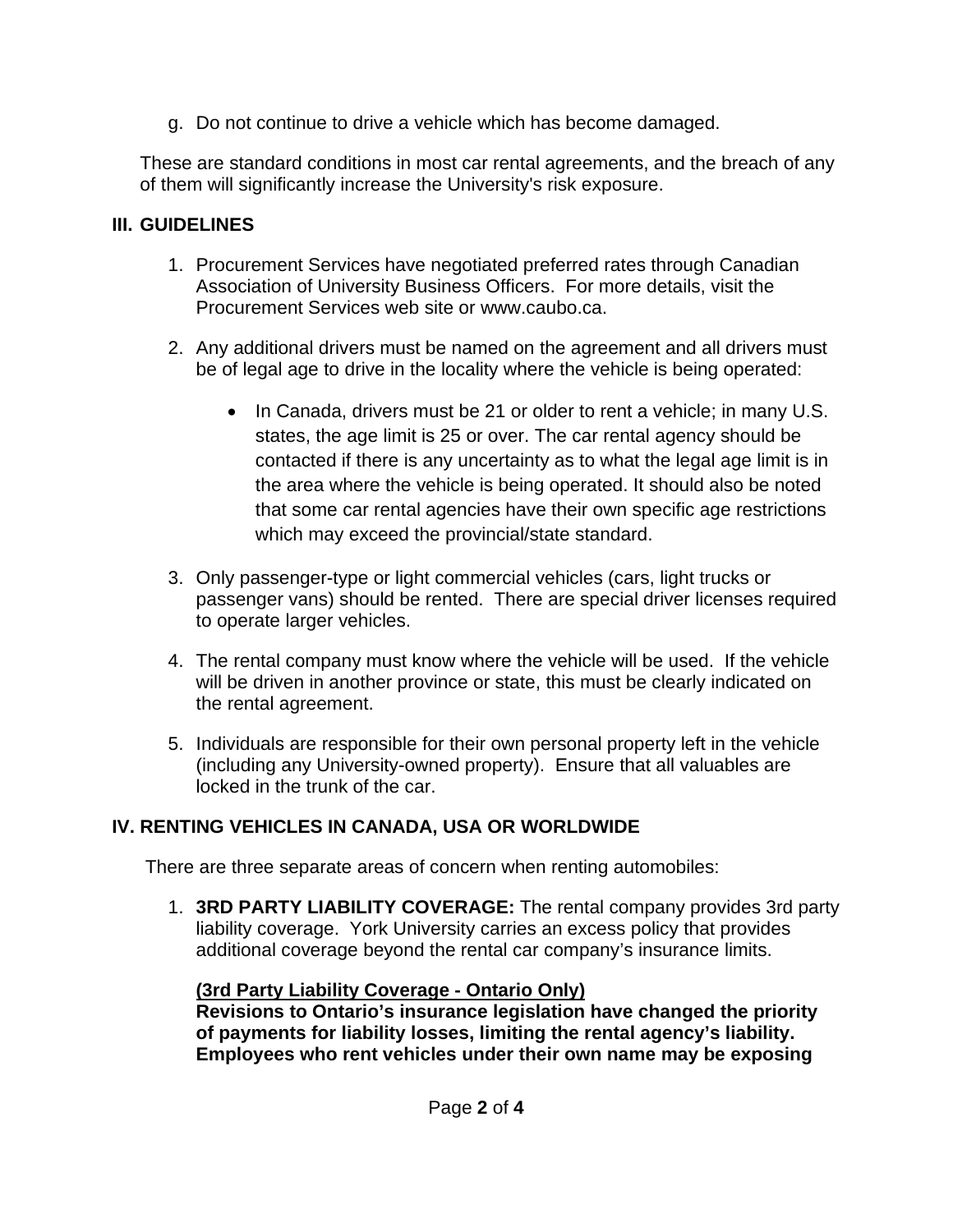g. Do not continue to drive a vehicle which has become damaged.

These are standard conditions in most car rental agreements, and the breach of any of them will significantly increase the University's risk exposure.

## III. GUIDELINES

1. Procurement Services have negotiated preferred rates through Canadian Association of University Business Officers. For more details, visit the Procurement Services web site or www.caubo.ca.

2. Any additional drivers must be named on the agreement and all drivers must be of legal age to drive in the locality where the vehicle is being operated:

   - In Canada, drivers must be 21 or older to rent a vehicle; in many U.S. states, the age limit is 25 or over. The car rental agency should be contacted if there is any uncertainty as to what the legal age limit is in the area where the vehicle is being operated. It should also be noted that some car rental agencies have their own specific age restrictions which may exceed the provincial/state standard.

3. Only passenger-type or light commercial vehicles (cars, light trucks or passenger vans) should be rented. There are special driver licenses required to operate larger vehicles.

4. The rental company must know where the vehicle will be used. If the vehicle will be driven in another province or state, this must be clearly indicated on the rental agreement.

5. Individuals are responsible for their own personal property left in the vehicle (including any University-owned property). Ensure that all valuables are locked in the trunk of the car.

## IV. RENTING VEHICLES IN CANADA, USA OR WORLDWIDE

There are three separate areas of concern when renting automobiles:

1. **3RD PARTY LIABILITY COVERAGE:** The rental company provides 3rd party liability coverage. York University carries an excess policy that provides additional coverage beyond the rental car company's insurance limits.

   **<u>(3rd Party Liability Coverage - Ontario Only)</u>**
   **Revisions to Ontario's insurance legislation have changed the priority of payments for liability losses, limiting the rental agency's liability. Employees who rent vehicles under their own name may be exposing**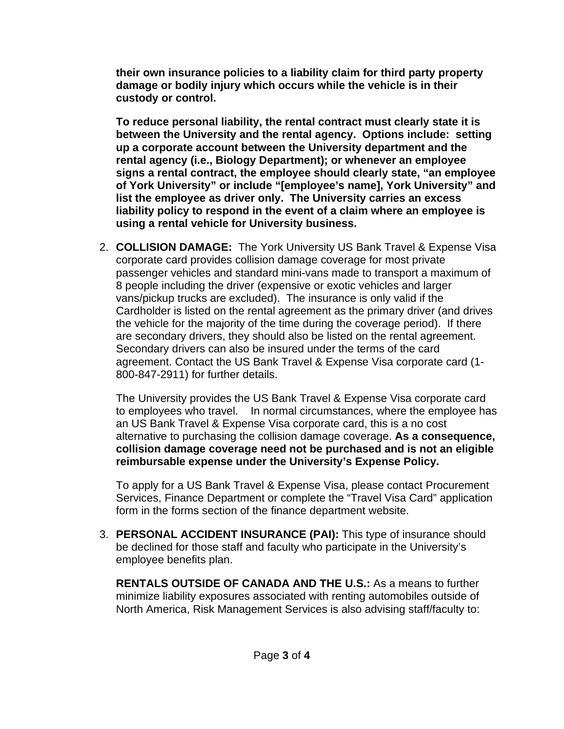**their own insurance policies to a liability claim for third party property damage or bodily injury which occurs while the vehicle is in their custody or control.**

**To reduce personal liability, the rental contract must clearly state it is between the University and the rental agency. Options include: setting up a corporate account between the University department and the rental agency (i.e., Biology Department); or whenever an employee signs a rental contract, the employee should clearly state, "an employee of York University" or include "[employee's name], York University" and list the employee as driver only. The University carries an excess liability policy to respond in the event of a claim where an employee is using a rental vehicle for University business.**

2. **COLLISION DAMAGE:** The York University US Bank Travel & Expense Visa corporate card provides collision damage coverage for most private passenger vehicles and standard mini-vans made to transport a maximum of 8 people including the driver (expensive or exotic vehicles and larger vans/pickup trucks are excluded). The insurance is only valid if the Cardholder is listed on the rental agreement as the primary driver (and drives the vehicle for the majority of the time during the coverage period). If there are secondary drivers, they should also be listed on the rental agreement. Secondary drivers can also be insured under the terms of the card agreement. Contact the US Bank Travel & Expense Visa corporate card (1-800-847-2911) for further details.

   The University provides the US Bank Travel & Expense Visa corporate card to employees who travel. In normal circumstances, where the employee has an US Bank Travel & Expense Visa corporate card, this is a no cost alternative to purchasing the collision damage coverage. **As a consequence, collision damage coverage need not be purchased and is not an eligible reimbursable expense under the University's Expense Policy.**

   To apply for a US Bank Travel & Expense Visa, please contact Procurement Services, Finance Department or complete the "Travel Visa Card" application form in the forms section of the finance department website.

3. **PERSONAL ACCIDENT INSURANCE (PAI):** This type of insurance should be declined for those staff and faculty who participate in the University's employee benefits plan.

   **RENTALS OUTSIDE OF CANADA AND THE U.S.:** As a means to further minimize liability exposures associated with renting automobiles outside of North America, Risk Management Services is also advising staff/faculty to: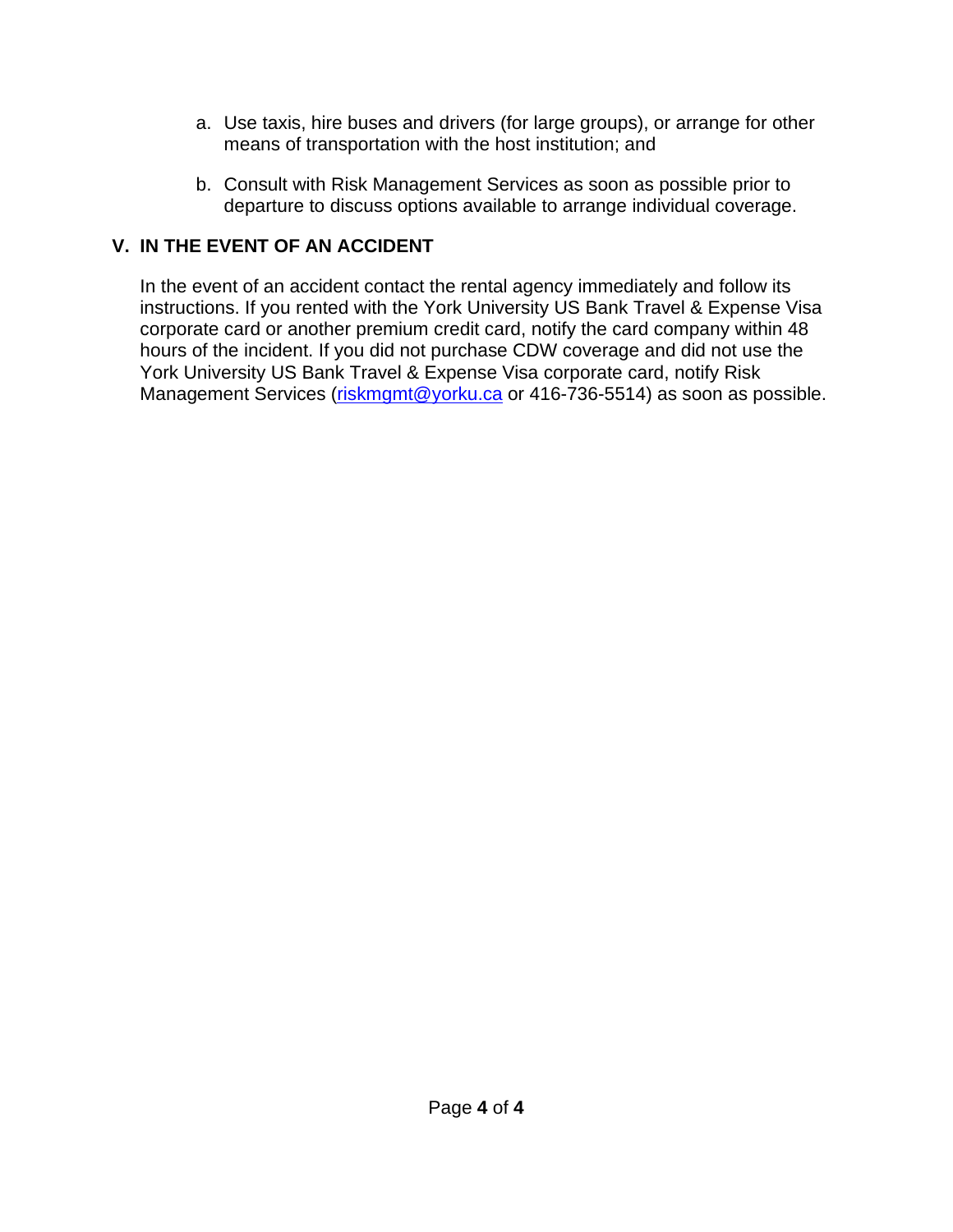a. Use taxis, hire buses and drivers (for large groups), or arrange for other means of transportation with the host institution; and

b. Consult with Risk Management Services as soon as possible prior to departure to discuss options available to arrange individual coverage.

## V. IN THE EVENT OF AN ACCIDENT

In the event of an accident contact the rental agency immediately and follow its instructions. If you rented with the York University US Bank Travel & Expense Visa corporate card or another premium credit card, notify the card company within 48 hours of the incident. If you did not purchase CDW coverage and did not use the York University US Bank Travel & Expense Visa corporate card, notify Risk Management Services (riskmgmt@yorku.ca or 416-736-5514) as soon as possible.